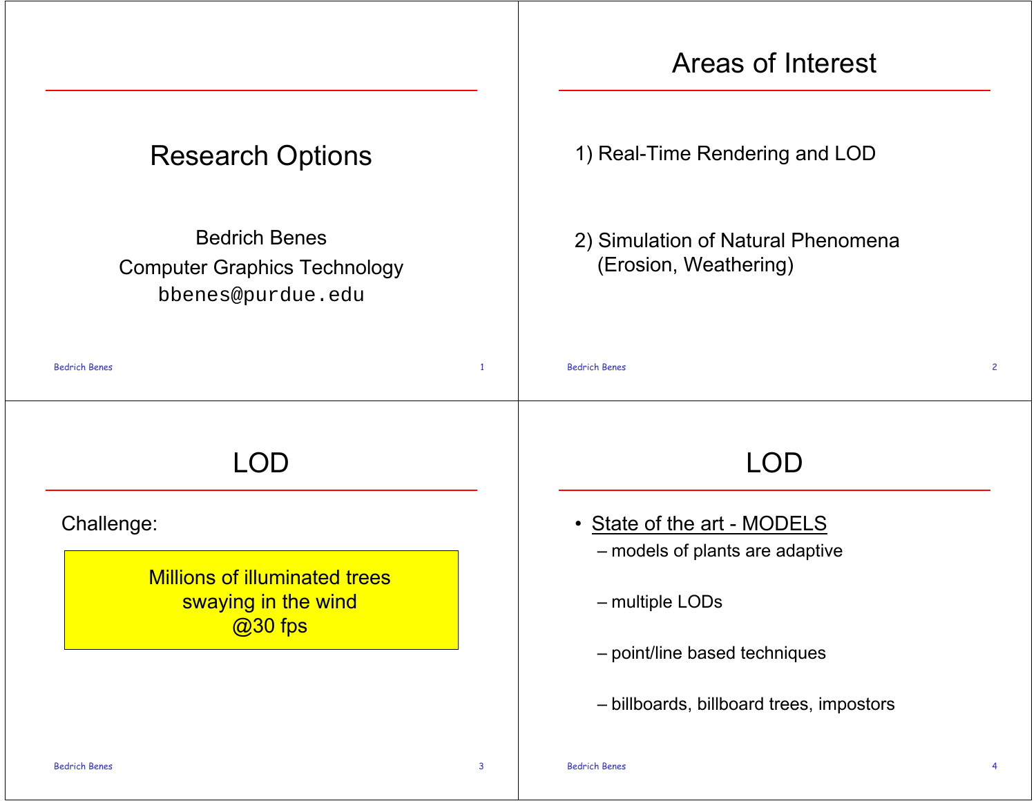# Research Options

Bedrich Benes
Computer Graphics Technology
bbenes@purdue.edu

# Areas of Interest

1) Real-Time Rendering and LOD

2) Simulation of Natural Phenomena
(Erosion, Weathering)

# LOD

Challenge:

Millions of illuminated trees
swaying in the wind
@30 fps

# LOD

- State of the art - MODELS
  - models of plants are adaptive
  - multiple LODs
  - point/line based techniques
  - billboards, billboard trees, impostors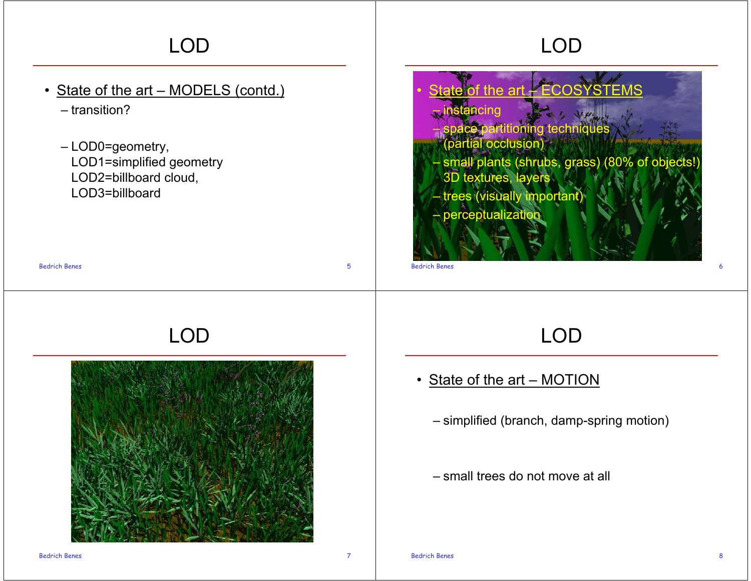# LOD

- State of the art – MODELS (contd.)
  - transition?
  - LOD0=geometry,
    LOD1=simplified geometry
    LOD2=billboard cloud,
    LOD3=billboard

# LOD

- State of the art – ECOSYSTEMS
  - instancing
  - space partitioning techniques (partial occlusion)
  - small plants (shrubs, grass) (80% of objects!) 3D textures, layers
  - trees (visually important)
  - perceptualization

# LOD

# LOD

- State of the art – MOTION
  - simplified (branch, damp-spring motion)
  - small trees do not move at all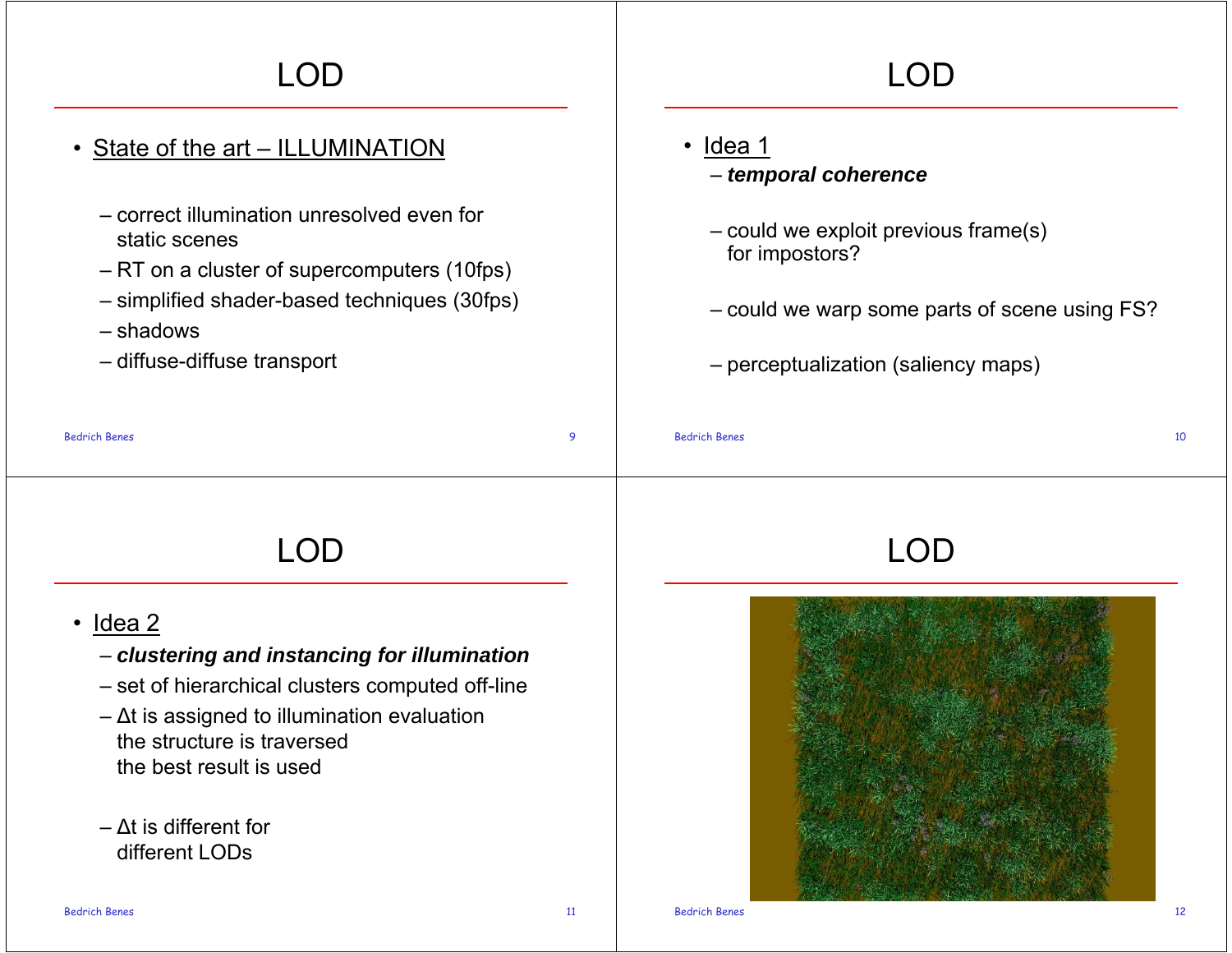# LOD

- State of the art – ILLUMINATION
  - correct illumination unresolved even for static scenes
  - RT on a cluster of supercomputers (10fps)
  - simplified shader-based techniques (30fps)
  - shadows
  - diffuse-diffuse transport

# LOD

- Idea 1
  - ***temporal coherence***
  - could we exploit previous frame(s) for impostors?
  - could we warp some parts of scene using FS?
  - perceptualization (saliency maps)

# LOD

- Idea 2
  - ***clustering and instancing for illumination***
  - set of hierarchical clusters computed off-line
  - $\Delta t$ is assigned to illumination evaluation
    the structure is traversed
    the best result is used
  - $\Delta t$ is different for different LODs

# LOD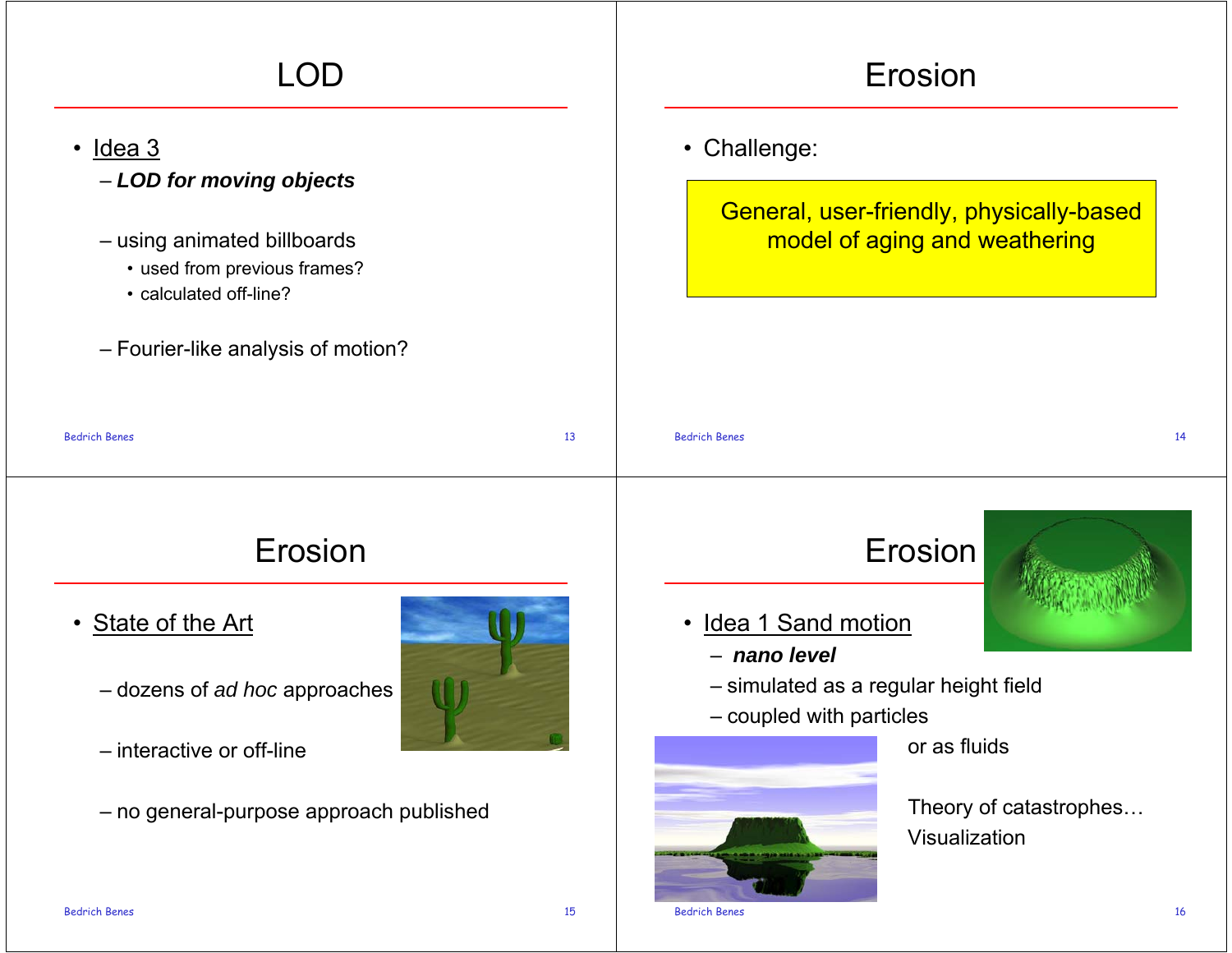# LOD

- Idea 3
  - ***LOD for moving objects***
  - using animated billboards
    - used from previous frames?
    - calculated off-line?
  - Fourier-like analysis of motion?

# Erosion

- Challenge:

General, user-friendly, physically-based model of aging and weathering

# Erosion

- State of the Art
  - dozens of *ad hoc* approaches
  - interactive or off-line
  - no general-purpose approach published

# Erosion

- Idea 1 Sand motion
  - ***nano level***
  - simulated as a regular height field
  - coupled with particles

or as fluids

Theory of catastrophes…

Visualization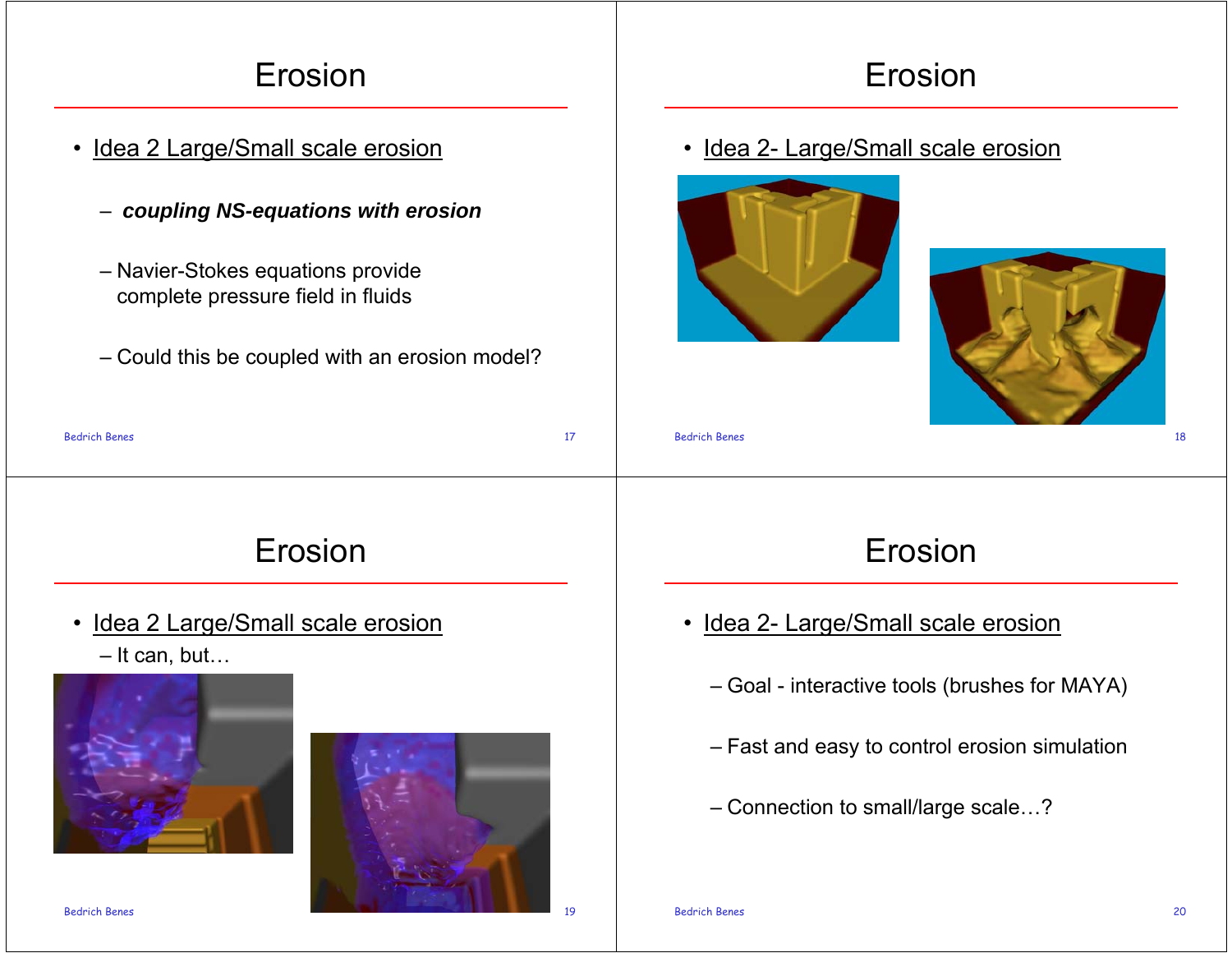# Erosion

- Idea 2 Large/Small scale erosion
  - ***coupling NS-equations with erosion***
  - Navier-Stokes equations provide complete pressure field in fluids
  - Could this be coupled with an erosion model?

# Erosion

- Idea 2- Large/Small scale erosion

# Erosion

- Idea 2 Large/Small scale erosion
  - It can, but…

# Erosion

- Idea 2- Large/Small scale erosion
  - Goal - interactive tools (brushes for MAYA)
  - Fast and easy to control erosion simulation
  - Connection to small/large scale…?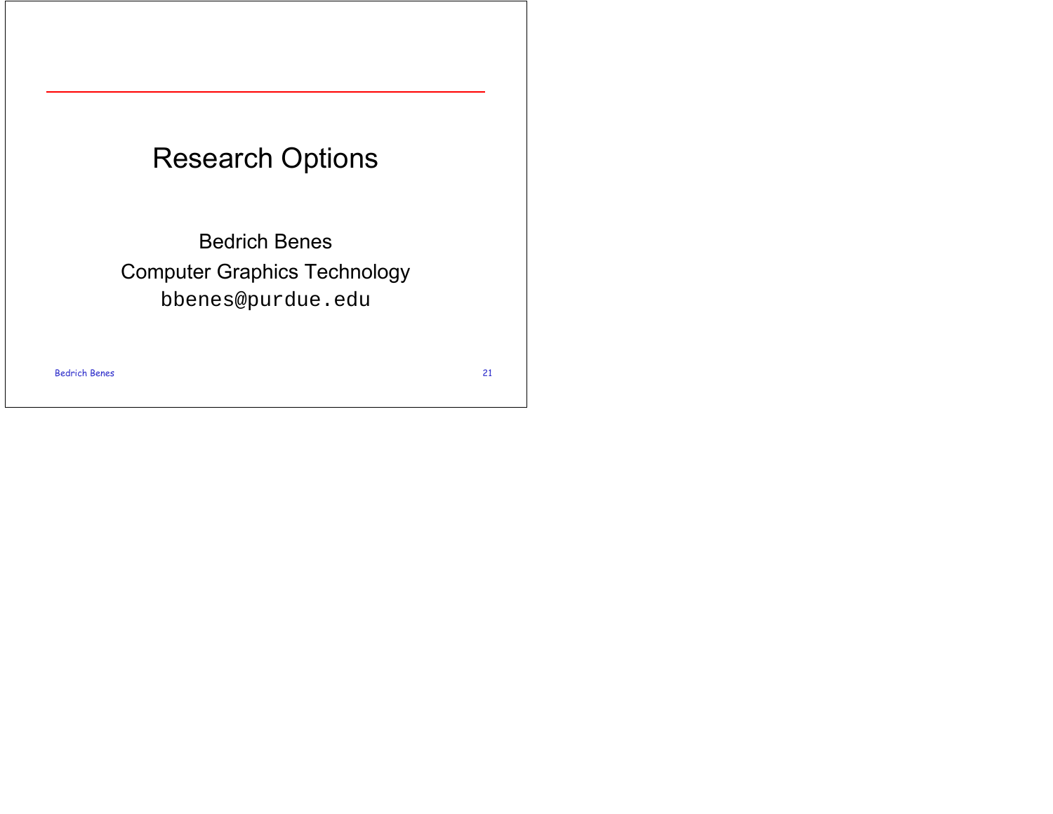# Research Options

Bedrich Benes

Computer Graphics Technology

bbenes@purdue.edu